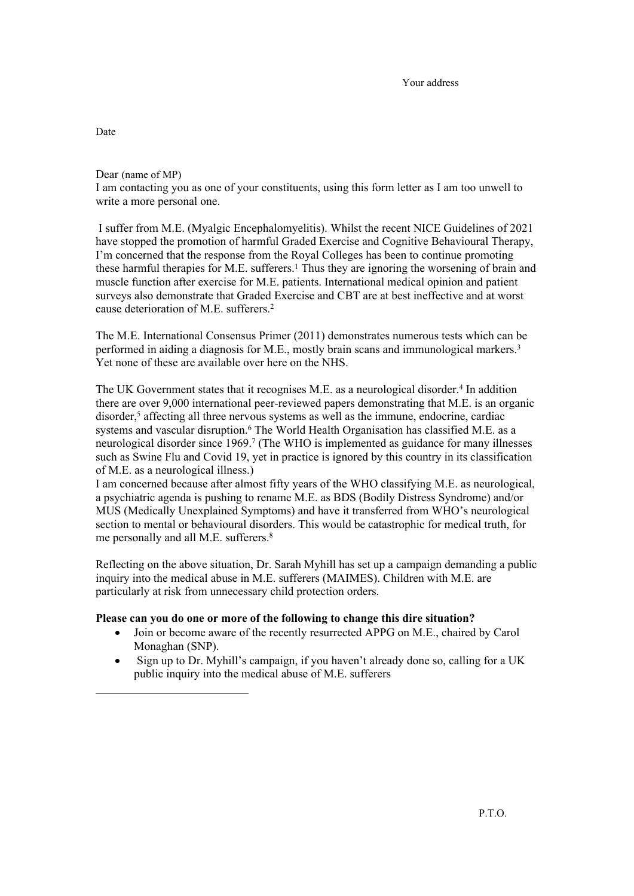Your address

Date

Dear (name of MP)
I am contacting you as one of your constituents, using this form letter as I am too unwell to write a more personal one.

I suffer from M.E. (Myalgic Encephalomyelitis). Whilst the recent NICE Guidelines of 2021 have stopped the promotion of harmful Graded Exercise and Cognitive Behavioural Therapy, I'm concerned that the response from the Royal Colleges has been to continue promoting these harmful therapies for M.E. sufferers.[1] Thus they are ignoring the worsening of brain and muscle function after exercise for M.E. patients. International medical opinion and patient surveys also demonstrate that Graded Exercise and CBT are at best ineffective and at worst cause deterioration of M.E. sufferers.[2]

The M.E. International Consensus Primer (2011) demonstrates numerous tests which can be performed in aiding a diagnosis for M.E., mostly brain scans and immunological markers.[3] Yet none of these are available over here on the NHS.

The UK Government states that it recognises M.E. as a neurological disorder.[4] In addition there are over 9,000 international peer-reviewed papers demonstrating that M.E. is an organic disorder,[5] affecting all three nervous systems as well as the immune, endocrine, cardiac systems and vascular disruption.[6] The World Health Organisation has classified M.E. as a neurological disorder since 1969.[7] (The WHO is implemented as guidance for many illnesses such as Swine Flu and Covid 19, yet in practice is ignored by this country in its classification of M.E. as a neurological illness.)
I am concerned because after almost fifty years of the WHO classifying M.E. as neurological, a psychiatric agenda is pushing to rename M.E. as BDS (Bodily Distress Syndrome) and/or MUS (Medically Unexplained Symptoms) and have it transferred from WHO's neurological section to mental or behavioural disorders. This would be catastrophic for medical truth, for me personally and all M.E. sufferers.[8]

Reflecting on the above situation, Dr. Sarah Myhill has set up a campaign demanding a public inquiry into the medical abuse in M.E. sufferers (MAIMES). Children with M.E. are particularly at risk from unnecessary child protection orders.

**Please can you do one or more of the following to change this dire situation?**

- Join or become aware of the recently resurrected APPG on M.E., chaired by Carol Monaghan (SNP).
- Sign up to Dr. Myhill's campaign, if you haven't already done so, calling for a UK public inquiry into the medical abuse of M.E. sufferers

P.T.O.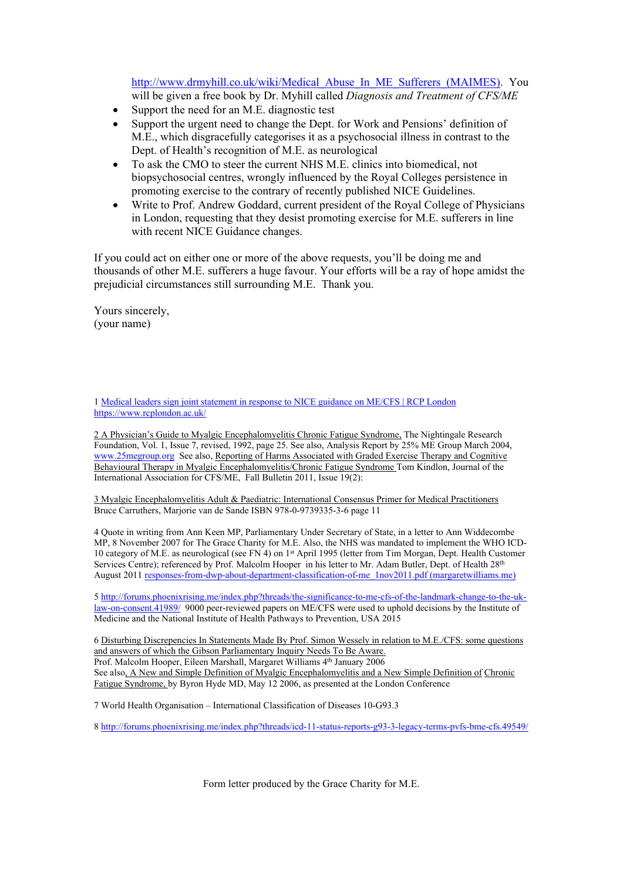http://www.drmyhill.co.uk/wiki/Medical_Abuse_In_ME_Sufferers_(MAIMES). You will be given a free book by Dr. Myhill called *Diagnosis and Treatment of CFS/ME*

- Support the need for an M.E. diagnostic test
- Support the urgent need to change the Dept. for Work and Pensions' definition of M.E., which disgracefully categorises it as a psychosocial illness in contrast to the Dept. of Health's recognition of M.E. as neurological
- To ask the CMO to steer the current NHS M.E. clinics into biomedical, not biopsychosocial centres, wrongly influenced by the Royal Colleges persistence in promoting exercise to the contrary of recently published NICE Guidelines.
- Write to Prof. Andrew Goddard, current president of the Royal College of Physicians in London, requesting that they desist promoting exercise for M.E. sufferers in line with recent NICE Guidance changes.

If you could act on either one or more of the above requests, you'll be doing me and thousands of other M.E. sufferers a huge favour. Your efforts will be a ray of hope amidst the prejudicial circumstances still surrounding M.E. Thank you.

Yours sincerely,
(your name)

1 Medical leaders sign joint statement in response to NICE guidance on ME/CFS | RCP London https://www.rcplondon.ac.uk/

2 A Physician's Guide to Myalgic Encephalomyelitis Chronic Fatigue Syndrome, The Nightingale Research Foundation, Vol. 1, Issue 7, revised, 1992, page 25. See also, Analysis Report by 25% ME Group March 2004, www.25megroup.org See also, Reporting of Harms Associated with Graded Exercise Therapy and Cognitive Behavioural Therapy in Myalgic Encephalomyelitis/Chronic Fatigue Syndrome Tom Kindlon, Journal of the International Association for CFS/ME, Fall Bulletin 2011, Issue 19(2):

3 Myalgic Encephalomyelitis Adult & Paediatric: International Consensus Primer for Medical Practitioners Bruce Carruthers, Marjorie van de Sande ISBN 978-0-9739335-3-6 page 11

4 Quote in writing from Ann Keen MP, Parliamentary Under Secretary of State, in a letter to Ann Widdecombe MP, 8 November 2007 for The Grace Charity for M.E. Also, the NHS was mandated to implement the WHO ICD-10 category of M.E. as neurological (see FN 4) on 1st April 1995 (letter from Tim Morgan, Dept. Health Customer Services Centre); referenced by Prof. Malcolm Hooper in his letter to Mr. Adam Butler, Dept. of Health 28th August 2011 responses-from-dwp-about-department-classification-of-me_1nov2011.pdf (margaretwilliams.me)

5 http://forums.phoenixrising.me/index.php?threads/the-significance-to-me-cfs-of-the-landmark-change-to-the-uk-law-on-consent.41989/ 9000 peer-reviewed papers on ME/CFS were used to uphold decisions by the Institute of Medicine and the National Institute of Health Pathways to Prevention, USA 2015

6 Disturbing Discrepencies In Statements Made By Prof. Simon Wessely in relation to M.E./CFS: some questions and answers of which the Gibson Parliamentary Inquiry Needs To Be Aware.
Prof. Malcolm Hooper, Eileen Marshall, Margaret Williams 4th January 2006
See also, A New and Simple Definition of Myalgic Encephalomyelitis and a New Simple Definition of Chronic Fatigue Syndrome, by Byron Hyde MD, May 12 2006, as presented at the London Conference

7 World Health Organisation – International Classification of Diseases 10-G93.3

8 http://forums.phoenixrising.me/index.php?threads/icd-11-status-reports-g93-3-legacy-terms-pvfs-bme-cfs.49549/

Form letter produced by the Grace Charity for M.E.